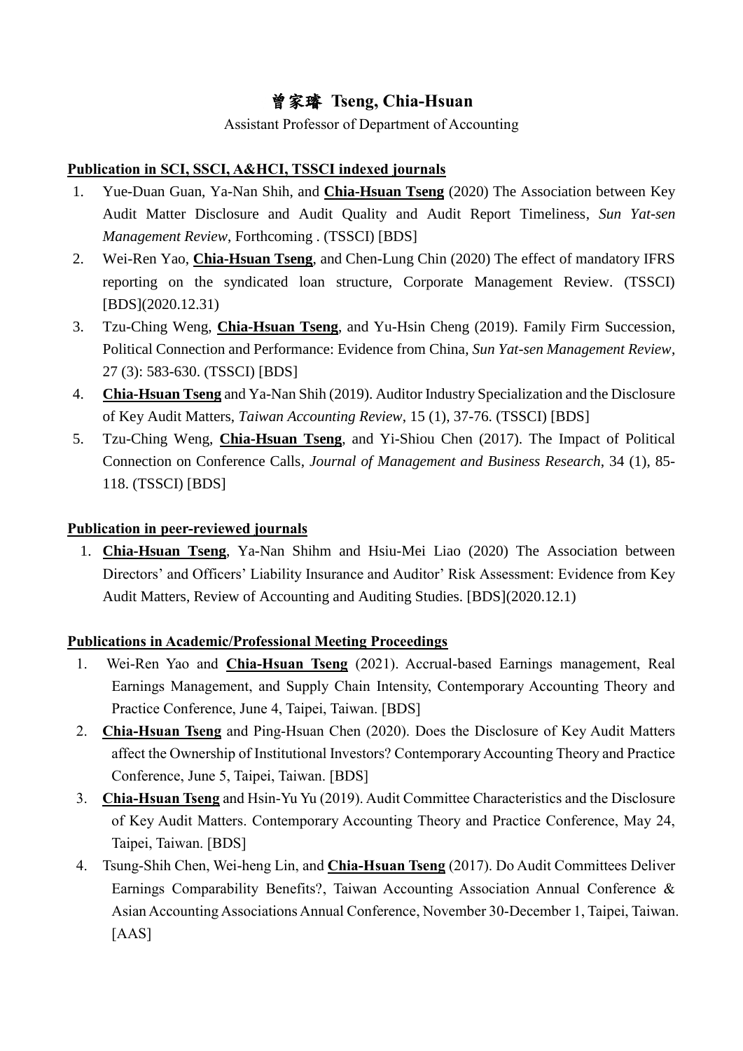# 曾家璿 Tseng, Chia-Hsuan

Assistant Professor of Department of Accounting

**Publication in SCI, SSCI, A&HCI, TSSCI indexed journals**

1. Yue-Duan Guan, Ya-Nan Shih, and **Chia-Hsuan Tseng** (2020) The Association between Key Audit Matter Disclosure and Audit Quality and Audit Report Timeliness, *Sun Yat-sen Management Review*, Forthcoming . (TSSCI) [BDS]
2. Wei-Ren Yao, **Chia-Hsuan Tseng**, and Chen-Lung Chin (2020) The effect of mandatory IFRS reporting on the syndicated loan structure, Corporate Management Review. (TSSCI) [BDS](2020.12.31)
3. Tzu-Ching Weng, **Chia-Hsuan Tseng**, and Yu-Hsin Cheng (2019). Family Firm Succession, Political Connection and Performance: Evidence from China, *Sun Yat-sen Management Review*, 27 (3): 583-630. (TSSCI) [BDS]
4. **Chia-Hsuan Tseng** and Ya-Nan Shih (2019). Auditor Industry Specialization and the Disclosure of Key Audit Matters, *Taiwan Accounting Review*, 15 (1), 37-76. (TSSCI) [BDS]
5. Tzu-Ching Weng, **Chia-Hsuan Tseng**, and Yi-Shiou Chen (2017). The Impact of Political Connection on Conference Calls, *Journal of Management and Business Research*, 34 (1), 85-118. (TSSCI) [BDS]

**Publication in peer-reviewed journals**

1. **Chia-Hsuan Tseng**, Ya-Nan Shihm and Hsiu-Mei Liao (2020) The Association between Directors' and Officers' Liability Insurance and Auditor' Risk Assessment: Evidence from Key Audit Matters, Review of Accounting and Auditing Studies. [BDS](2020.12.1)

**Publications in Academic/Professional Meeting Proceedings**

1. Wei-Ren Yao and **Chia-Hsuan Tseng** (2021). Accrual-based Earnings management, Real Earnings Management, and Supply Chain Intensity, Contemporary Accounting Theory and Practice Conference, June 4, Taipei, Taiwan. [BDS]
2. **Chia-Hsuan Tseng** and Ping-Hsuan Chen (2020). Does the Disclosure of Key Audit Matters affect the Ownership of Institutional Investors? Contemporary Accounting Theory and Practice Conference, June 5, Taipei, Taiwan. [BDS]
3. **Chia-Hsuan Tseng** and Hsin-Yu Yu (2019). Audit Committee Characteristics and the Disclosure of Key Audit Matters. Contemporary Accounting Theory and Practice Conference, May 24, Taipei, Taiwan. [BDS]
4. Tsung-Shih Chen, Wei-heng Lin, and **Chia-Hsuan Tseng** (2017). Do Audit Committees Deliver Earnings Comparability Benefits?, Taiwan Accounting Association Annual Conference & Asian Accounting Associations Annual Conference, November 30-December 1, Taipei, Taiwan. [AAS]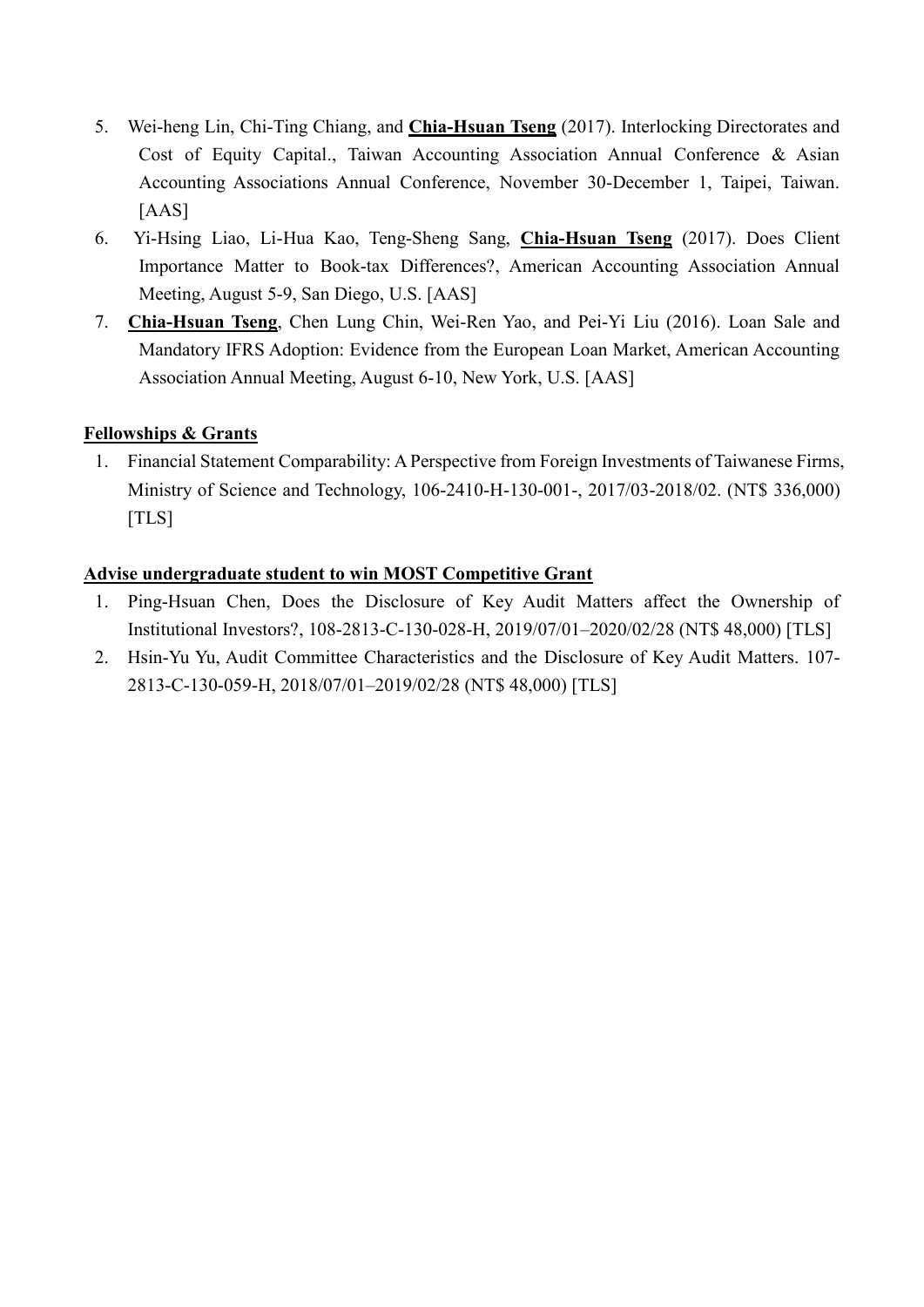5. Wei-heng Lin, Chi-Ting Chiang, and **<u>Chia-Hsuan Tseng</u>** (2017). Interlocking Directorates and Cost of Equity Capital., Taiwan Accounting Association Annual Conference & Asian Accounting Associations Annual Conference, November 30-December 1, Taipei, Taiwan. [AAS]
6. Yi-Hsing Liao, Li-Hua Kao, Teng-Sheng Sang, **<u>Chia-Hsuan Tseng</u>** (2017). Does Client Importance Matter to Book-tax Differences?, American Accounting Association Annual Meeting, August 5-9, San Diego, U.S. [AAS]
7. **<u>Chia-Hsuan Tseng</u>**, Chen Lung Chin, Wei-Ren Yao, and Pei-Yi Liu (2016). Loan Sale and Mandatory IFRS Adoption: Evidence from the European Loan Market, American Accounting Association Annual Meeting, August 6-10, New York, U.S. [AAS]

**<u>Fellowships & Grants</u>**

1. Financial Statement Comparability: A Perspective from Foreign Investments of Taiwanese Firms, Ministry of Science and Technology, 106-2410-H-130-001-, 2017/03-2018/02. (NT$ 336,000) [TLS]

**<u>Advise undergraduate student to win MOST Competitive Grant</u>**

1. Ping-Hsuan Chen, Does the Disclosure of Key Audit Matters affect the Ownership of Institutional Investors?, 108-2813-C-130-028-H, 2019/07/01–2020/02/28 (NT$ 48,000) [TLS]
2. Hsin-Yu Yu, Audit Committee Characteristics and the Disclosure of Key Audit Matters. 107-2813-C-130-059-H, 2018/07/01–2019/02/28 (NT$ 48,000) [TLS]